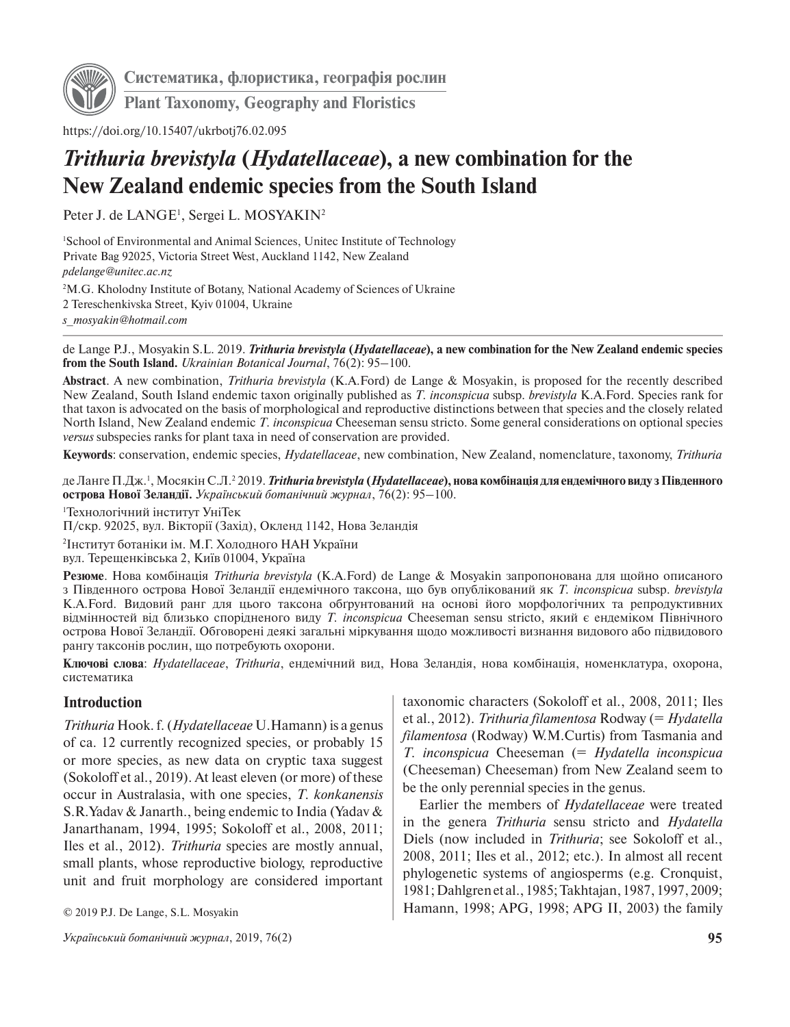Систематика, флористика, географія рослин

Plant Taxonomy, Geography and Floristics

https://doi.org/10.15407/ukrbotj76.02.095

# *Trithuria brevistyla* (*Hydatellaceae*), a new combination for the New Zealand endemic species from the South Island

Peter J. de LANGE[1], Sergei L. MOSYAKIN[2]

[1]School of Environmental and Animal Sciences, Unitec Institute of Technology
Private Bag 92025, Victoria Street West, Auckland 1142, New Zealand
*pdelange@unitec.ac.nz*

[2]M.G. Kholodny Institute of Botany, National Academy of Sciences of Ukraine
2 Tereschenkivska Street, Kyiv 01004, Ukraine
*s_mosyakin@hotmail.com*

de Lange P.J., Mosyakin S.L. 2019. ***Trithuria brevistyla* (*Hydatellaceae*), a new combination for the New Zealand endemic species from the South Island.** *Ukrainian Botanical Journal*, 76(2): 95–100.

**Abstract**. A new combination, *Trithuria brevistyla* (K.A.Ford) de Lange & Mosyakin, is proposed for the recently described New Zealand, South Island endemic taxon originally published as *T. inconspicua* subsp. *brevistyla* K.A.Ford. Species rank for that taxon is advocated on the basis of morphological and reproductive distinctions between that species and the closely related North Island, New Zealand endemic *T. inconspicua* Cheeseman sensu stricto. Some general considerations on optional species *versus* subspecies ranks for plant taxa in need of conservation are provided.

**Keywords**: conservation, endemic species, *Hydatellaceae*, new combination, New Zealand, nomenclature, taxonomy, *Trithuria*

де Ланге П.Дж.[1], Мосякін С.Л.[2] 2019. ***Trithuria brevistyla* (*Hydatellaceae*), нова комбінація для ендемічного виду з Південного острова Нової Зеландії.** *Український ботанічний журнал*, 76(2): 95–100.

[1]Технологічний інститут УніТек
П/скр. 92025, вул. Вікторії (Захід), Окленд 1142, Нова Зеландія

[2]Інститут ботаніки ім. М.Г. Холодного НАН України
вул. Терещенківська 2, Київ 01004, Україна

**Резюме**. Нова комбінація *Trithuria brevistyla* (K.A.Ford) de Lange & Mosyakin запропонована для щойно описаного з Південного острова Нової Зеландії ендемічного таксона, що був опублікований як *T. inconspicua* subsp. *brevistyla* K.A.Ford. Видовий ранг для цього таксона обгрунтований на основі його морфологічних та репродуктивних відмінностей від близько спорідненого виду *T. inconspicua* Cheeseman sensu stricto, який є ендеміком Північного острова Нової Зеландії. Обговорені деякі загальні міркування щодо можливості визнання видового або підвидового рангу таксонів рослин, що потребують охорони.

**Ключові слова**: *Hydatellaceae*, *Trithuria*, ендемічний вид, Нова Зеландія, нова комбінація, номенклатура, охорона, систематика

## Introduction

*Trithuria* Hook. f. (*Hydatellaceae* U.Hamann) is a genus of ca. 12 currently recognized species, or probably 15 or more species, as new data on cryptic taxa suggest (Sokoloff et al., 2019). At least eleven (or more) of these occur in Australasia, with one species, *T. konkanensis* S.R.Yadav & Janarth., being endemic to India (Yadav & Janarthanam, 1994, 1995; Sokoloff et al., 2008, 2011; Iles et al., 2012). *Trithuria* species are mostly annual, small plants, whose reproductive biology, reproductive unit and fruit morphology are considered important taxonomic characters (Sokoloff et al., 2008, 2011; Iles et al., 2012). *Trithuria filamentosa* Rodway (= *Hydatella filamentosa* (Rodway) W.M.Curtis) from Tasmania and *T. inconspicua* Cheeseman (= *Hydatella inconspicua* (Cheeseman) Cheeseman) from New Zealand seem to be the only perennial species in the genus.

Earlier the members of *Hydatellaceae* were treated in the genera *Trithuria* sensu stricto and *Hydatella* Diels (now included in *Trithuria*; see Sokoloff et al., 2008, 2011; Iles et al., 2012; etc.). In almost all recent phylogenetic systems of angiosperms (e.g. Cronquist, 1981; Dahlgren et al., 1985; Takhtajan, 1987, 1997, 2009; Hamann, 1998; APG, 1998; APG II, 2003) the family

© 2019 P.J. De Lange, S.L. Mosyakin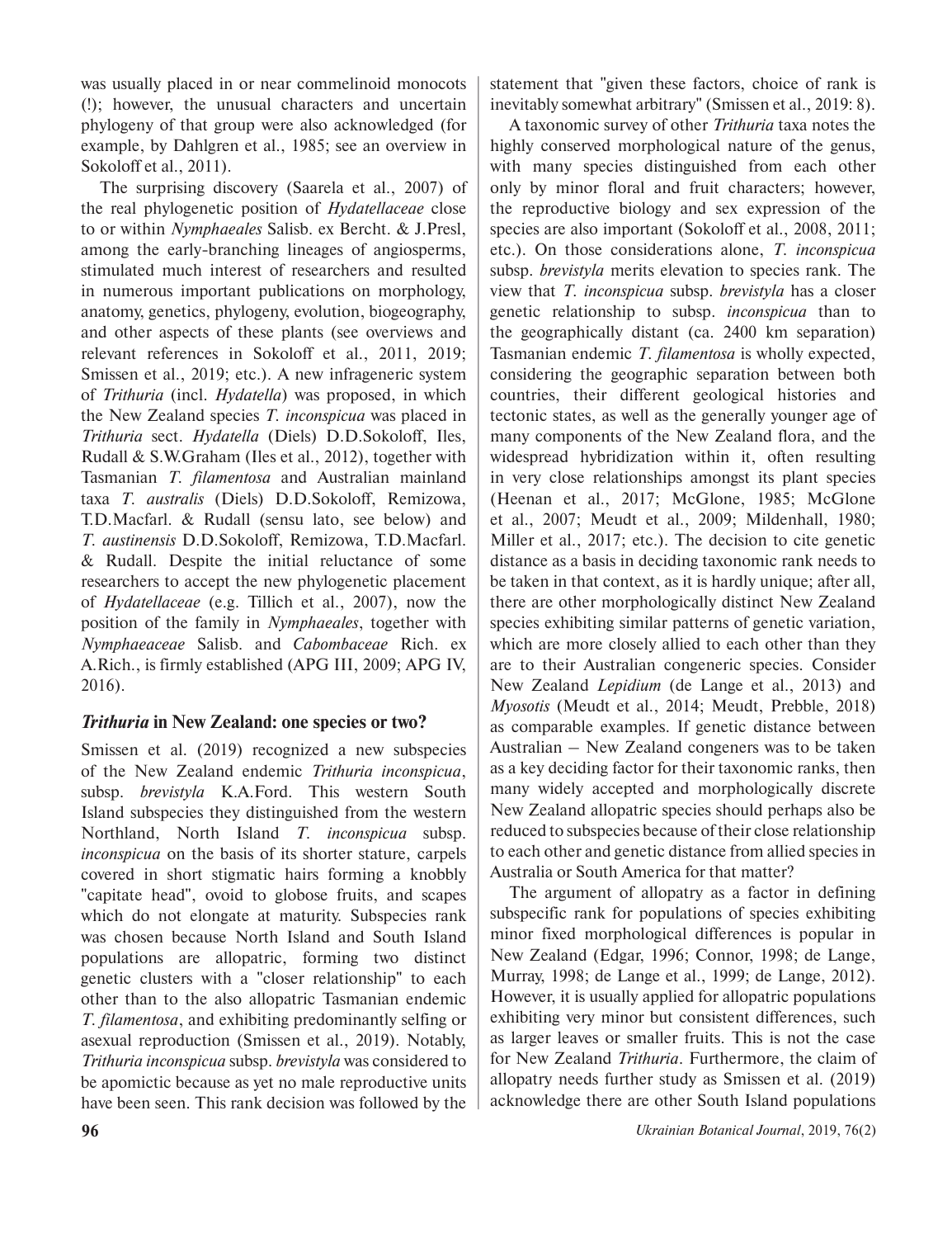was usually placed in or near commelinoid monocots (!); however, the unusual characters and uncertain phylogeny of that group were also acknowledged (for example, by Dahlgren et al., 1985; see an overview in Sokoloff et al., 2011).

The surprising discovery (Saarela et al., 2007) of the real phylogenetic position of *Hydatellaceae* close to or within *Nymphaeales* Salisb. ex Bercht. & J.Presl, among the early-branching lineages of angiosperms, stimulated much interest of researchers and resulted in numerous important publications on morphology, anatomy, genetics, phylogeny, evolution, biogeography, and other aspects of these plants (see overviews and relevant references in Sokoloff et al., 2011, 2019; Smissen et al., 2019; etc.). A new infrageneric system of *Trithuria* (incl. *Hydatella*) was proposed, in which the New Zealand species *T. inconspicua* was placed in *Trithuria* sect. *Hydatella* (Diels) D.D.Sokoloff, Iles, Rudall & S.W.Graham (Iles et al., 2012), together with Tasmanian *T. filamentosa* and Australian mainland taxa *T. australis* (Diels) D.D.Sokoloff, Remizowa, T.D.Macfarl. & Rudall (sensu lato, see below) and *T. austinensis* D.D.Sokoloff, Remizowa, T.D.Macfarl. & Rudall. Despite the initial reluctance of some researchers to accept the new phylogenetic placement of *Hydatellaceae* (e.g. Tillich et al., 2007), now the position of the family in *Nymphaeales*, together with *Nymphaeaceae* Salisb. and *Cabombaceae* Rich. ex A.Rich., is firmly established (APG III, 2009; APG IV, 2016).

## *Trithuria* in New Zealand: one species or two?

Smissen et al. (2019) recognized a new subspecies of the New Zealand endemic *Trithuria inconspicua*, subsp. *brevistyla* K.A.Ford. This western South Island subspecies they distinguished from the western Northland, North Island *T. inconspicua* subsp. *inconspicua* on the basis of its shorter stature, carpels covered in short stigmatic hairs forming a knobbly "capitate head", ovoid to globose fruits, and scapes which do not elongate at maturity. Subspecies rank was chosen because North Island and South Island populations are allopatric, forming two distinct genetic clusters with a "closer relationship" to each other than to the also allopatric Tasmanian endemic *T. filamentosa*, and exhibiting predominantly selfing or asexual reproduction (Smissen et al., 2019). Notably, *Trithuria inconspicua* subsp. *brevistyla* was considered to be apomictic because as yet no male reproductive units have been seen. This rank decision was followed by the statement that "given these factors, choice of rank is inevitably somewhat arbitrary" (Smissen et al., 2019: 8).

A taxonomic survey of other *Trithuria* taxa notes the highly conserved morphological nature of the genus, with many species distinguished from each other only by minor floral and fruit characters; however, the reproductive biology and sex expression of the species are also important (Sokoloff et al., 2008, 2011; etc.). On those considerations alone, *T. inconspicua* subsp. *brevistyla* merits elevation to species rank. The view that *T. inconspicua* subsp. *brevistyla* has a closer genetic relationship to subsp. *inconspicua* than to the geographically distant (ca. 2400 km separation) Tasmanian endemic *T. filamentosa* is wholly expected, considering the geographic separation between both countries, their different geological histories and tectonic states, as well as the generally younger age of many components of the New Zealand flora, and the widespread hybridization within it, often resulting in very close relationships amongst its plant species (Heenan et al., 2017; McGlone, 1985; McGlone et al., 2007; Meudt et al., 2009; Mildenhall, 1980; Miller et al., 2017; etc.). The decision to cite genetic distance as a basis in deciding taxonomic rank needs to be taken in that context, as it is hardly unique; after all, there are other morphologically distinct New Zealand species exhibiting similar patterns of genetic variation, which are more closely allied to each other than they are to their Australian congeneric species. Consider New Zealand *Lepidium* (de Lange et al., 2013) and *Myosotis* (Meudt et al., 2014; Meudt, Prebble, 2018) as comparable examples. If genetic distance between Australian – New Zealand congeners was to be taken as a key deciding factor for their taxonomic ranks, then many widely accepted and morphologically discrete New Zealand allopatric species should perhaps also be reduced to subspecies because of their close relationship to each other and genetic distance from allied species in Australia or South America for that matter?

The argument of allopatry as a factor in defining subspecific rank for populations of species exhibiting minor fixed morphological differences is popular in New Zealand (Edgar, 1996; Connor, 1998; de Lange, Murray, 1998; de Lange et al., 1999; de Lange, 2012). However, it is usually applied for allopatric populations exhibiting very minor but consistent differences, such as larger leaves or smaller fruits. This is not the case for New Zealand *Trithuria*. Furthermore, the claim of allopatry needs further study as Smissen et al. (2019) acknowledge there are other South Island populations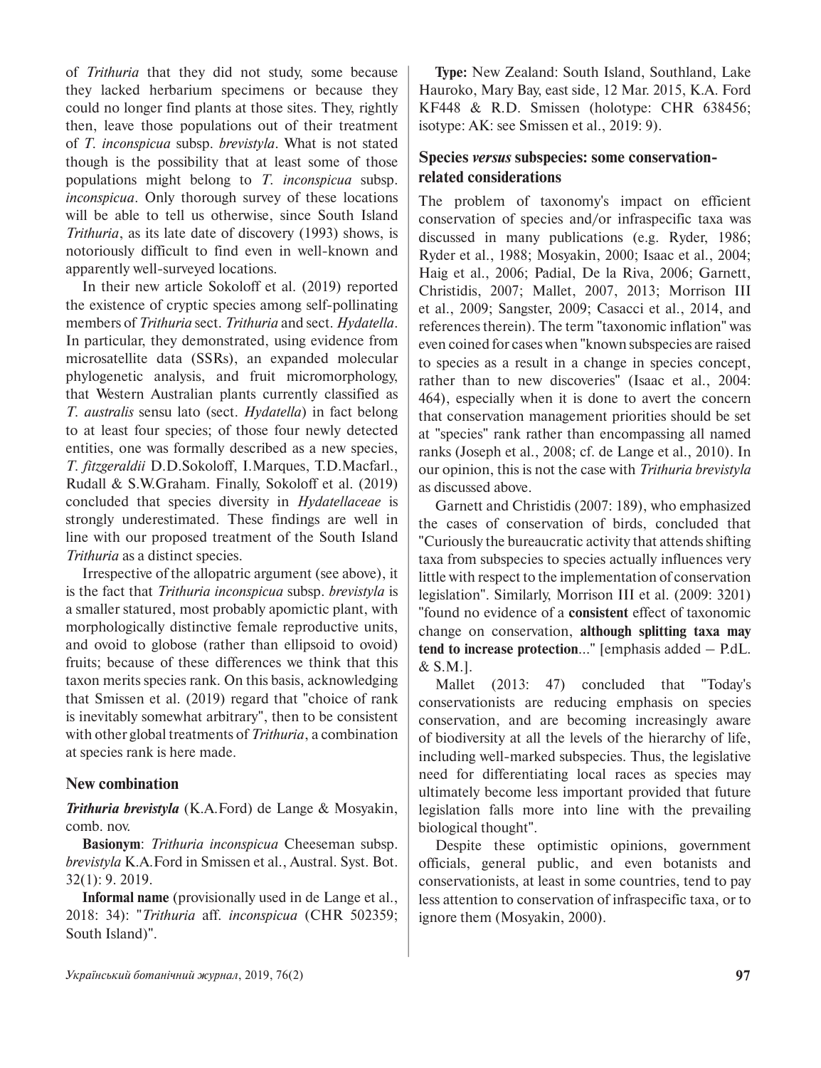of *Trithuria* that they did not study, some because they lacked herbarium specimens or because they could no longer find plants at those sites. They, rightly then, leave those populations out of their treatment of *T. inconspicua* subsp. *brevistyla*. What is not stated though is the possibility that at least some of those populations might belong to *T. inconspicua* subsp. *inconspicua*. Only thorough survey of these locations will be able to tell us otherwise, since South Island *Trithuria*, as its late date of discovery (1993) shows, is notoriously difficult to find even in well-known and apparently well-surveyed locations.

In their new article Sokoloff et al. (2019) reported the existence of cryptic species among self-pollinating members of *Trithuria* sect. *Trithuria* and sect. *Hydatella*. In particular, they demonstrated, using evidence from microsatellite data (SSRs), an expanded molecular phylogenetic analysis, and fruit micromorphology, that Western Australian plants currently classified as *T. australis* sensu lato (sect. *Hydatella*) in fact belong to at least four species; of those four newly detected entities, one was formally described as a new species, *T. fitzgeraldii* D.D.Sokoloff, I.Marques, T.D.Macfarl., Rudall & S.W.Graham. Finally, Sokoloff et al. (2019) concluded that species diversity in *Hydatellaceae* is strongly underestimated. These findings are well in line with our proposed treatment of the South Island *Trithuria* as a distinct species.

Irrespective of the allopatric argument (see above), it is the fact that *Trithuria inconspicua* subsp. *brevistyla* is a smaller statured, most probably apomictic plant, with morphologically distinctive female reproductive units, and ovoid to globose (rather than ellipsoid to ovoid) fruits; because of these differences we think that this taxon merits species rank. On this basis, acknowledging that Smissen et al. (2019) regard that "choice of rank is inevitably somewhat arbitrary", then to be consistent with other global treatments of *Trithuria*, a combination at species rank is here made.

## New combination

***Trithuria brevistyla*** (K.A.Ford) de Lange & Mosyakin, comb. nov.

**Basionym**: *Trithuria inconspicua* Cheeseman subsp. *brevistyla* K.A.Ford in Smissen et al., Austral. Syst. Bot. 32(1): 9. 2019.

**Informal name** (provisionally used in de Lange et al., 2018: 34): "*Trithuria* aff. *inconspicua* (CHR 502359; South Island)".

**Type:** New Zealand: South Island, Southland, Lake Hauroko, Mary Bay, east side, 12 Mar. 2015, K.A. Ford KF448 & R.D. Smissen (holotype: CHR 638456; isotype: AK: see Smissen et al., 2019: 9).

## Species *versus* subspecies: some conservation-related considerations

The problem of taxonomy's impact on efficient conservation of species and/or infraspecific taxa was discussed in many publications (e.g. Ryder, 1986; Ryder et al., 1988; Mosyakin, 2000; Isaac et al., 2004; Haig et al., 2006; Padial, De la Riva, 2006; Garnett, Christidis, 2007; Mallet, 2007, 2013; Morrison III et al., 2009; Sangster, 2009; Casacci et al., 2014, and references therein). The term "taxonomic inflation" was even coined for cases when "known subspecies are raised to species as a result in a change in species concept, rather than to new discoveries" (Isaac et al., 2004: 464), especially when it is done to avert the concern that conservation management priorities should be set at "species" rank rather than encompassing all named ranks (Joseph et al., 2008; cf. de Lange et al., 2010). In our opinion, this is not the case with *Trithuria brevistyla* as discussed above.

Garnett and Christidis (2007: 189), who emphasized the cases of conservation of birds, concluded that "Curiously the bureaucratic activity that attends shifting taxa from subspecies to species actually influences very little with respect to the implementation of conservation legislation". Similarly, Morrison III et al. (2009: 3201) "found no evidence of a **consistent** effect of taxonomic change on conservation, **although splitting taxa may tend to increase protection**..." [emphasis added – P.dL. & S.M.].

Mallet (2013: 47) concluded that "Today's conservationists are reducing emphasis on species conservation, and are becoming increasingly aware of biodiversity at all the levels of the hierarchy of life, including well-marked subspecies. Thus, the legislative need for differentiating local races as species may ultimately become less important provided that future legislation falls more into line with the prevailing biological thought".

Despite these optimistic opinions, government officials, general public, and even botanists and conservationists, at least in some countries, tend to pay less attention to conservation of infraspecific taxa, or to ignore them (Mosyakin, 2000).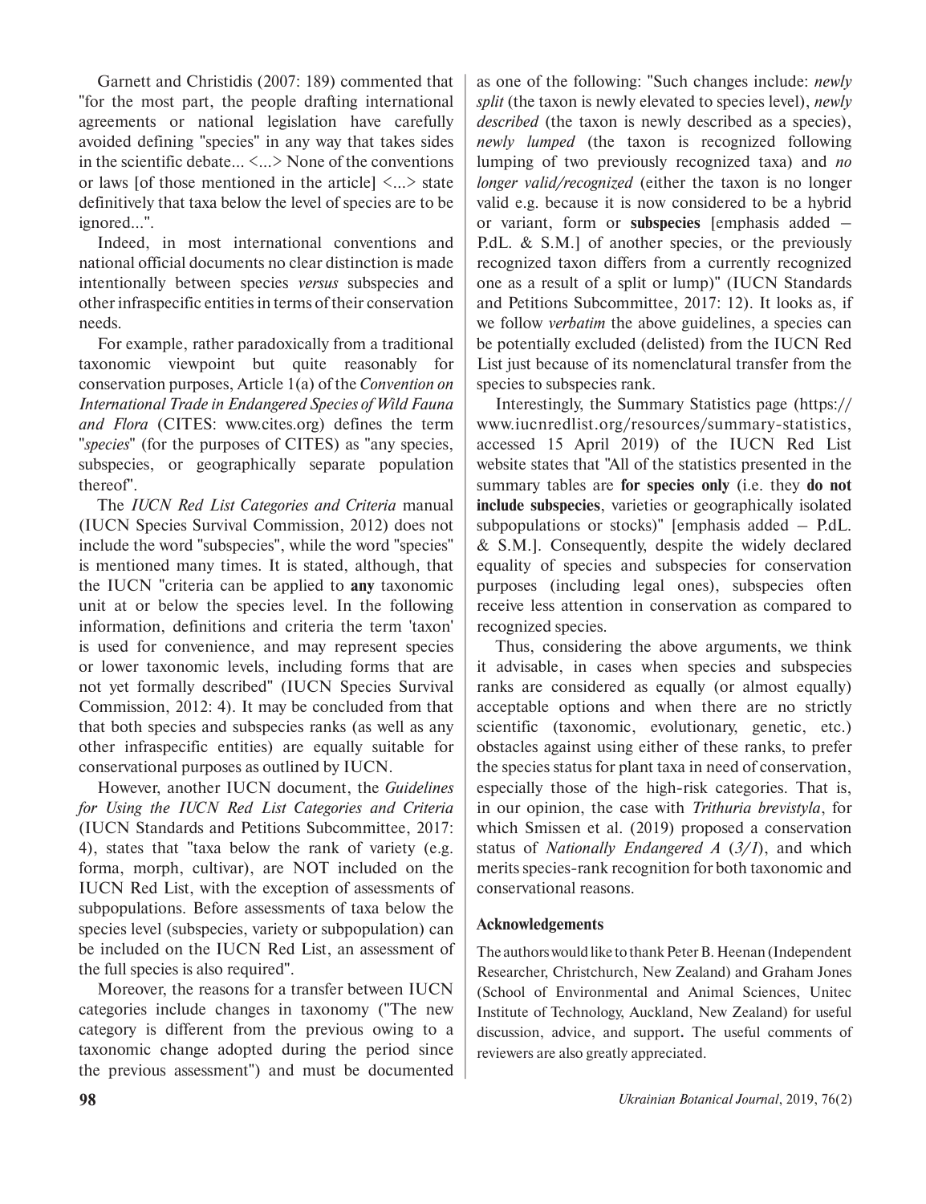Garnett and Christidis (2007: 189) commented that "for the most part, the people drafting international agreements or national legislation have carefully avoided defining "species" in any way that takes sides in the scientific debate... <...> None of the conventions or laws [of those mentioned in the article] <...> state definitively that taxa below the level of species are to be ignored...".

Indeed, in most international conventions and national official documents no clear distinction is made intentionally between species *versus* subspecies and other infraspecific entities in terms of their conservation needs.

For example, rather paradoxically from a traditional taxonomic viewpoint but quite reasonably for conservation purposes, Article 1(a) of the *Convention on International Trade in Endangered Species of Wild Fauna and Flora* (CITES: www.cites.org) defines the term "*species*" (for the purposes of CITES) as "any species, subspecies, or geographically separate population thereof".

The *IUCN Red List Categories and Criteria* manual (IUCN Species Survival Commission, 2012) does not include the word "subspecies", while the word "species" is mentioned many times. It is stated, although, that the IUCN "criteria can be applied to **any** taxonomic unit at or below the species level. In the following information, definitions and criteria the term 'taxon' is used for convenience, and may represent species or lower taxonomic levels, including forms that are not yet formally described" (IUCN Species Survival Commission, 2012: 4). It may be concluded from that that both species and subspecies ranks (as well as any other infraspecific entities) are equally suitable for conservational purposes as outlined by IUCN.

However, another IUCN document, the *Guidelines for Using the IUCN Red List Categories and Criteria* (IUCN Standards and Petitions Subcommittee, 2017: 4), states that "taxa below the rank of variety (e.g. forma, morph, cultivar), are NOT included on the IUCN Red List, with the exception of assessments of subpopulations. Before assessments of taxa below the species level (subspecies, variety or subpopulation) can be included on the IUCN Red List, an assessment of the full species is also required".

Moreover, the reasons for a transfer between IUCN categories include changes in taxonomy ("The new category is different from the previous owing to a taxonomic change adopted during the period since the previous assessment") and must be documented as one of the following: "Such changes include: *newly split* (the taxon is newly elevated to species level), *newly described* (the taxon is newly described as a species), *newly lumped* (the taxon is recognized following lumping of two previously recognized taxa) and *no longer valid/recognized* (either the taxon is no longer valid e.g. because it is now considered to be a hybrid or variant, form or **subspecies** [emphasis added – P.dL. & S.M.] of another species, or the previously recognized taxon differs from a currently recognized one as a result of a split or lump)" (IUCN Standards and Petitions Subcommittee, 2017: 12). It looks as, if we follow *verbatim* the above guidelines, a species can be potentially excluded (delisted) from the IUCN Red List just because of its nomenclatural transfer from the species to subspecies rank.

Interestingly, the Summary Statistics page (https://www.iucnredlist.org/resources/summary-statistics, accessed 15 April 2019) of the IUCN Red List website states that "All of the statistics presented in the summary tables are **for species only** (i.e. they **do not include subspecies**, varieties or geographically isolated subpopulations or stocks)" [emphasis added – P.dL. & S.M.]. Consequently, despite the widely declared equality of species and subspecies for conservation purposes (including legal ones), subspecies often receive less attention in conservation as compared to recognized species.

Thus, considering the above arguments, we think it advisable, in cases when species and subspecies ranks are considered as equally (or almost equally) acceptable options and when there are no strictly scientific (taxonomic, evolutionary, genetic, etc.) obstacles against using either of these ranks, to prefer the species status for plant taxa in need of conservation, especially those of the high-risk categories. That is, in our opinion, the case with *Trithuria brevistyla*, for which Smissen et al. (2019) proposed a conservation status of *Nationally Endangered A (3/1)*, and which merits species-rank recognition for both taxonomic and conservational reasons.

## Acknowledgements

The authors would like to thank Peter B. Heenan (Independent Researcher, Christchurch, New Zealand) and Graham Jones (School of Environmental and Animal Sciences, Unitec Institute of Technology, Auckland, New Zealand) for useful discussion, advice, and support. The useful comments of reviewers are also greatly appreciated.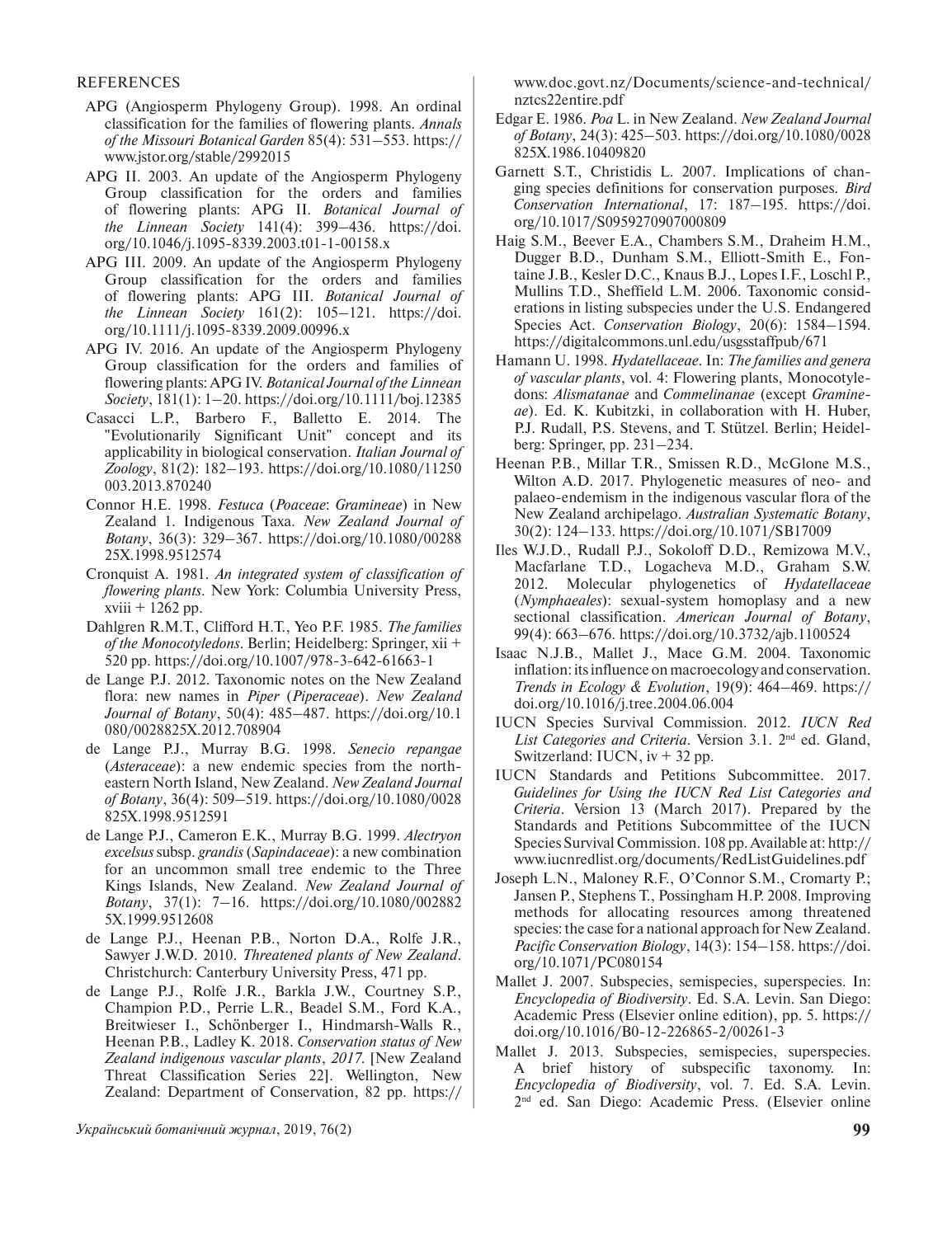REFERENCES

APG (Angiosperm Phylogeny Group). 1998. An ordinal classification for the families of flowering plants. *Annals of the Missouri Botanical Garden* 85(4): 531–553. https://www.jstor.org/stable/2992015

APG II. 2003. An update of the Angiosperm Phylogeny Group classification for the orders and families of flowering plants: APG II. *Botanical Journal of the Linnean Society* 141(4): 399–436. https://doi.org/10.1046/j.1095-8339.2003.t01-1-00158.x

APG III. 2009. An update of the Angiosperm Phylogeny Group classification for the orders and families of flowering plants: APG III. *Botanical Journal of the Linnean Society* 161(2): 105–121. https://doi.org/10.1111/j.1095-8339.2009.00996.x

APG IV. 2016. An update of the Angiosperm Phylogeny Group classification for the orders and families of flowering plants: APG IV. *Botanical Journal of the Linnean Society*, 181(1): 1–20. https://doi.org/10.1111/boj.12385

Casacci L.P., Barbero F., Balletto E. 2014. The "Evolutionarily Significant Unit" concept and its applicability in biological conservation. *Italian Journal of Zoology*, 81(2): 182–193. https://doi.org/10.1080/11250003.2013.870240

Connor H.E. 1998. *Festuca* (*Poaceae*: *Gramineae*) in New Zealand 1. Indigenous Taxa. *New Zealand Journal of Botany*, 36(3): 329–367. https://doi.org/10.1080/0028825X.1998.9512574

Cronquist A. 1981. *An integrated system of classification of flowering plants*. New York: Columbia University Press, xviii + 1262 pp.

Dahlgren R.M.T., Clifford H.T., Yeo P.F. 1985. *The families of the Monocotyledons*. Berlin; Heidelberg: Springer, xii + 520 pp. https://doi.org/10.1007/978-3-642-61663-1

de Lange P.J. 2012. Taxonomic notes on the New Zealand flora: new names in *Piper* (*Piperaceae*). *New Zealand Journal of Botany*, 50(4): 485–487. https://doi.org/10.1080/0028825X.2012.708904

de Lange P.J., Murray B.G. 1998. *Senecio repangae* (*Asteraceae*): a new endemic species from the north-eastern North Island, New Zealand. *New Zealand Journal of Botany*, 36(4): 509–519. https://doi.org/10.1080/0028825X.1998.9512591

de Lange P.J., Cameron E.K., Murray B.G. 1999. *Alectryon excelsus* subsp. *grandis* (*Sapindaceae*): a new combination for an uncommon small tree endemic to the Three Kings Islands, New Zealand. *New Zealand Journal of Botany*, 37(1): 7–16. https://doi.org/10.1080/0028825X.1999.9512608

de Lange P.J., Heenan P.B., Norton D.A., Rolfe J.R., Sawyer J.W.D. 2010. *Threatened plants of New Zealand*. Christchurch: Canterbury University Press, 471 pp.

de Lange P.J., Rolfe J.R., Barkla J.W., Courtney S.P., Champion P.D., Perrie L.R., Beadel S.M., Ford K.A., Breitwieser I., Schönberger I., Hindmarsh-Walls R., Heenan P.B., Ladley K. 2018. *Conservation status of New Zealand indigenous vascular plants, 2017*. [New Zealand Threat Classification Series 22]. Wellington, New Zealand: Department of Conservation, 82 pp. https://www.doc.govt.nz/Documents/science-and-technical/nztcs22entire.pdf

Edgar E. 1986. *Poa* L. in New Zealand. *New Zealand Journal of Botany*, 24(3): 425–503. https://doi.org/10.1080/0028825X.1986.10409820

Garnett S.T., Christidis L. 2007. Implications of changing species definitions for conservation purposes. *Bird Conservation International*, 17: 187–195. https://doi.org/10.1017/S0959270907000809

Haig S.M., Beever E.A., Chambers S.M., Draheim H.M., Dugger B.D., Dunham S.M., Elliott-Smith E., Fontaine J.B., Kesler D.C., Knaus B.J., Lopes I.F., Loschl P., Mullins T.D., Sheffield L.M. 2006. Taxonomic considerations in listing subspecies under the U.S. Endangered Species Act. *Conservation Biology*, 20(6): 1584–1594. https://digitalcommons.unl.edu/usgsstaffpub/671

Hamann U. 1998. *Hydatellaceae*. In: *The families and genera of vascular plants*, vol. 4: Flowering plants, Monocotyledons: *Alismatanae* and *Commelinanae* (except *Gramineae*). Ed. K. Kubitzki, in collaboration with H. Huber, P.J. Rudall, P.S. Stevens, and T. Stützel. Berlin; Heidelberg: Springer, pp. 231–234.

Heenan P.B., Millar T.R., Smissen R.D., McGlone M.S., Wilton A.D. 2017. Phylogenetic measures of neo- and palaeo-endemism in the indigenous vascular flora of the New Zealand archipelago. *Australian Systematic Botany*, 30(2): 124–133. https://doi.org/10.1071/SB17009

Iles W.J.D., Rudall P.J., Sokoloff D.D., Remizowa M.V., Macfarlane T.D., Logacheva M.D., Graham S.W. 2012. Molecular phylogenetics of *Hydatellaceae* (*Nymphaeales*): sexual-system homoplasy and a new sectional classification. *American Journal of Botany*, 99(4): 663–676. https://doi.org/10.3732/ajb.1100524

Isaac N.J.B., Mallet J., Mace G.M. 2004. Taxonomic inflation: its influence on macroecology and conservation. *Trends in Ecology & Evolution*, 19(9): 464–469. https://doi.org/10.1016/j.tree.2004.06.004

IUCN Species Survival Commission. 2012. *IUCN Red List Categories and Criteria*. Version 3.1. 2nd ed. Gland, Switzerland: IUCN, iv + 32 pp.

IUCN Standards and Petitions Subcommittee. 2017. *Guidelines for Using the IUCN Red List Categories and Criteria*. Version 13 (March 2017). Prepared by the Standards and Petitions Subcommittee of the IUCN Species Survival Commission. 108 pp. Available at: http://www.iucnredlist.org/documents/RedListGuidelines.pdf

Joseph L.N., Maloney R.F., O'Connor S.M., Cromarty P.; Jansen P., Stephens T., Possingham H.P. 2008. Improving methods for allocating resources among threatened species: the case for a national approach for New Zealand. *Pacific Conservation Biology*, 14(3): 154–158. https://doi.org/10.1071/PC080154

Mallet J. 2007. Subspecies, semispecies, superspecies. In: *Encyclopedia of Biodiversity*. Ed. S.A. Levin. San Diego: Academic Press (Elsevier online edition), pp. 5. https://doi.org/10.1016/B0-12-226865-2/00261-3

Mallet J. 2013. Subspecies, semispecies, superspecies. A brief history of subspecific taxonomy. In: *Encyclopedia of Biodiversity*, vol. 7. Ed. S.A. Levin. 2nd ed. San Diego: Academic Press. (Elsevier online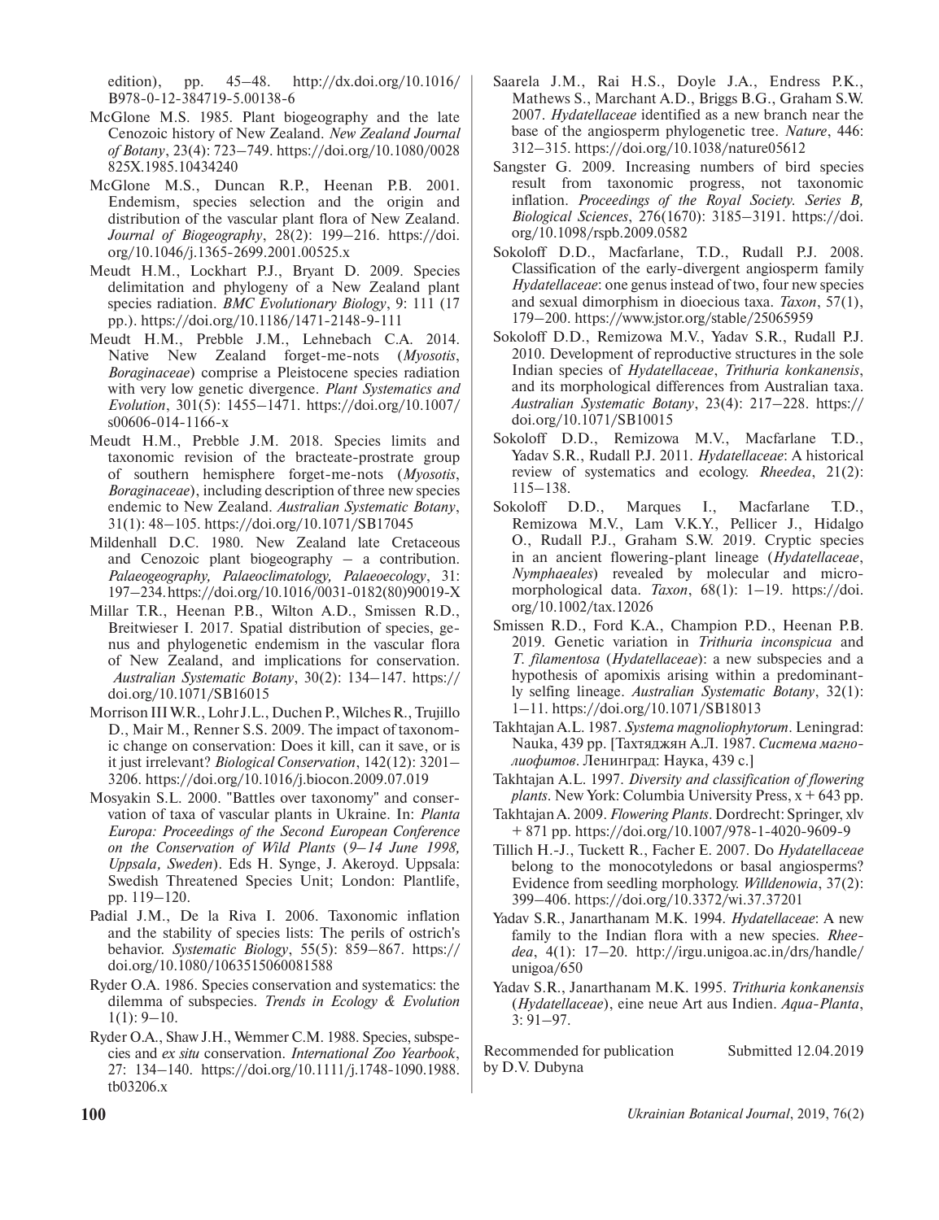edition), pp. 45–48. http://dx.doi.org/10.1016/B978-0-12-384719-5.00138-6

McGlone M.S. 1985. Plant biogeography and the late Cenozoic history of New Zealand. *New Zealand Journal of Botany*, 23(4): 723–749. https://doi.org/10.1080/0028825X.1985.10434240

McGlone M.S., Duncan R.P., Heenan P.B. 2001. Endemism, species selection and the origin and distribution of the vascular plant flora of New Zealand. *Journal of Biogeography*, 28(2): 199–216. https://doi.org/10.1046/j.1365-2699.2001.00525.x

Meudt H.M., Lockhart P.J., Bryant D. 2009. Species delimitation and phylogeny of a New Zealand plant species radiation. *BMC Evolutionary Biology*, 9: 111 (17 pp.). https://doi.org/10.1186/1471-2148-9-111

Meudt H.M., Prebble J.M., Lehnebach C.A. 2014. Native New Zealand forget-me-nots (*Myosotis*, *Boraginaceae*) comprise a Pleistocene species radiation with very low genetic divergence. *Plant Systematics and Evolution*, 301(5): 1455–1471. https://doi.org/10.1007/s00606-014-1166-x

Meudt H.M., Prebble J.M. 2018. Species limits and taxonomic revision of the bracteate-prostrate group of southern hemisphere forget-me-nots (*Myosotis*, *Boraginaceae*), including description of three new species endemic to New Zealand. *Australian Systematic Botany*, 31(1): 48–105. https://doi.org/10.1071/SB17045

Mildenhall D.C. 1980. New Zealand late Cretaceous and Cenozoic plant biogeography – a contribution. *Palaeogeography, Palaeoclimatology, Palaeoecology*, 31: 197–234. https://doi.org/10.1016/0031-0182(80)90019-X

Millar T.R., Heenan P.B., Wilton A.D., Smissen R.D., Breitwieser I. 2017. Spatial distribution of species, genus and phylogenetic endemism in the vascular flora of New Zealand, and implications for conservation. *Australian Systematic Botany*, 30(2): 134–147. https://doi.org/10.1071/SB16015

Morrison III W.R., Lohr J.L., Duchen P., Wilches R., Trujillo D., Mair M., Renner S.S. 2009. The impact of taxonomic change on conservation: Does it kill, can it save, or is it just irrelevant? *Biological Conservation*, 142(12): 3201–3206. https://doi.org/10.1016/j.biocon.2009.07.019

Mosyakin S.L. 2000. "Battles over taxonomy" and conservation of taxa of vascular plants in Ukraine. In: *Planta Europa: Proceedings of the Second European Conference on the Conservation of Wild Plants* (*9–14 June 1998, Uppsala, Sweden*). Eds H. Synge, J. Akeroyd. Uppsala: Swedish Threatened Species Unit; London: Plantlife, pp. 119–120.

Padial J.M., De la Riva I. 2006. Taxonomic inflation and the stability of species lists: The perils of ostrich's behavior. *Systematic Biology*, 55(5): 859–867. https://doi.org/10.1080/1063515060081588

Ryder O.A. 1986. Species conservation and systematics: the dilemma of subspecies. *Trends in Ecology & Evolution* 1(1): 9–10.

Ryder O.A., Shaw J.H., Wemmer C.M. 1988. Species, subspecies and *ex situ* conservation. *International Zoo Yearbook*, 27: 134–140. https://doi.org/10.1111/j.1748-1090.1988.tb03206.x

Saarela J.M., Rai H.S., Doyle J.A., Endress P.K., Mathews S., Marchant A.D., Briggs B.G., Graham S.W. 2007. *Hydatellaceae* identified as a new branch near the base of the angiosperm phylogenetic tree. *Nature*, 446: 312–315. https://doi.org/10.1038/nature05612

Sangster G. 2009. Increasing numbers of bird species result from taxonomic progress, not taxonomic inflation. *Proceedings of the Royal Society. Series B, Biological Sciences*, 276(1670): 3185–3191. https://doi.org/10.1098/rspb.2009.0582

Sokoloff D.D., Macfarlane, T.D., Rudall P.J. 2008. Classification of the early-divergent angiosperm family *Hydatellaceae*: one genus instead of two, four new species and sexual dimorphism in dioecious taxa. *Taxon*, 57(1), 179–200. https://www.jstor.org/stable/25065959

Sokoloff D.D., Remizowa M.V., Yadav S.R., Rudall P.J. 2010. Development of reproductive structures in the sole Indian species of *Hydatellaceae*, *Trithuria konkanensis*, and its morphological differences from Australian taxa. *Australian Systematic Botany*, 23(4): 217–228. https://doi.org/10.1071/SB10015

Sokoloff D.D., Remizowa M.V., Macfarlane T.D., Yadav S.R., Rudall P.J. 2011. *Hydatellaceae*: A historical review of systematics and ecology. *Rheedea*, 21(2): 115–138.

Sokoloff D.D., Marques I., Macfarlane T.D., Remizowa M.V., Lam V.K.Y., Pellicer J., Hidalgo O., Rudall P.J., Graham S.W. 2019. Cryptic species in an ancient flowering-plant lineage (*Hydatellaceae*, *Nymphaeales*) revealed by molecular and micromorphological data. *Taxon*, 68(1): 1–19. https://doi.org/10.1002/tax.12026

Smissen R.D., Ford K.A., Champion P.D., Heenan P.B. 2019. Genetic variation in *Trithuria inconspicua* and *T. filamentosa* (*Hydatellaceae*): a new subspecies and a hypothesis of apomixis arising within a predominantly selfing lineage. *Australian Systematic Botany*, 32(1): 1–11. https://doi.org/10.1071/SB18013

Takhtajan A.L. 1987. *Systema magnoliophytorum*. Leningrad: Nauka, 439 pp. [Тахтаджян А.Л. 1987. *Система магнолиофитов*. Ленинград: Наука, 439 с.]

Takhtajan A.L. 1997. *Diversity and classification of flowering plants*. New York: Columbia University Press, x + 643 pp.

Takhtajan A. 2009. *Flowering Plants*. Dordrecht: Springer, xlv + 871 pp. https://doi.org/10.1007/978-1-4020-9609-9

Tillich H.-J., Tuckett R., Facher E. 2007. Do *Hydatellaceae* belong to the monocotyledons or basal angiosperms? Evidence from seedling morphology. *Willdenowia*, 37(2): 399–406. https://doi.org/10.3372/wi.37.37201

Yadav S.R., Janarthanam M.K. 1994. *Hydatellaceae*: A new family to the Indian flora with a new species. *Rheedea*, 4(1): 17–20. http://irgu.unigoa.ac.in/drs/handle/unigoa/650

Yadav S.R., Janarthanam M.K. 1995. *Trithuria konkanensis* (*Hydatellaceae*), eine neue Art aus Indien. *Aqua-Planta*, 3: 91–97.

Recommended for publication by D.V. Dubyna

Submitted 12.04.2019